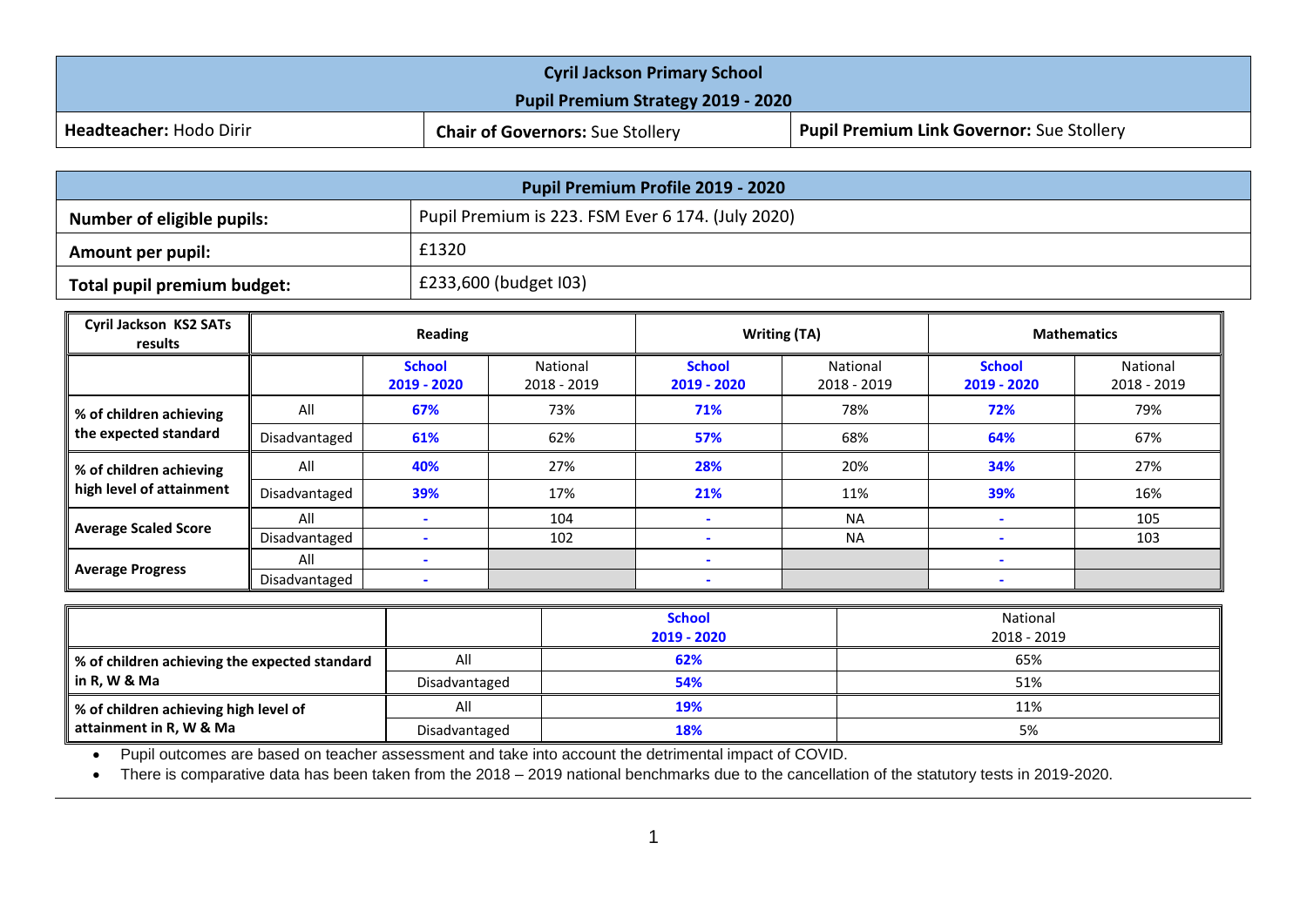# Cyril Jackson Primary School

## Pupil Premium Strategy 2019 - 2020

| **Headteacher:** Hodo Dirir | **Chair of Governors:** Sue Stollery | **Pupil Premium Link Governor:** Sue Stollery |
|---|---|---|

| **Pupil Premium Profile 2019 - 2020** | |
|---|---|
| **Number of eligible pupils:** | Pupil Premium is 223. FSM Ever 6 174. (July 2020) |
| **Amount per pupil:** | £1320 |
| **Total pupil premium budget:** | £233,600 (budget I03) |

| **Cyril Jackson KS2 SATs results** | | **Reading** | | **Writing (TA)** | | **Mathematics** | |
|---|---|---|---|---|---|---|---|
| | | **School 2019 - 2020** | National 2018 - 2019 | **School 2019 - 2020** | National 2018 - 2019 | **School 2019 - 2020** | National 2018 - 2019 |
| **% of children achieving the expected standard** | All | **67%** | 73% | **71%** | 78% | **72%** | 79% |
| | Disadvantaged | **61%** | 62% | **57%** | 68% | **64%** | 67% |
| **% of children achieving high level of attainment** | All | **40%** | 27% | **28%** | 20% | **34%** | 27% |
| | Disadvantaged | **39%** | 17% | **21%** | 11% | **39%** | 16% |
| **Average Scaled Score** | All | - | 104 | - | NA | - | 105 |
| | Disadvantaged | - | 102 | - | NA | - | 103 |
| **Average Progress** | All | - | | - | | - | |
| | Disadvantaged | - | | - | | - | |

| | | **School 2019 - 2020** | National 2018 - 2019 |
|---|---|---|---|
| **% of children achieving the expected standard in R, W & Ma** | All | **62%** | 65% |
| | Disadvantaged | **54%** | 51% |
| **% of children achieving high level of attainment in R, W & Ma** | All | **19%** | 11% |
| | Disadvantaged | **18%** | 5% |

- Pupil outcomes are based on teacher assessment and take into account the detrimental impact of COVID.
- There is comparative data has been taken from the 2018 – 2019 national benchmarks due to the cancellation of the statutory tests in 2019-2020.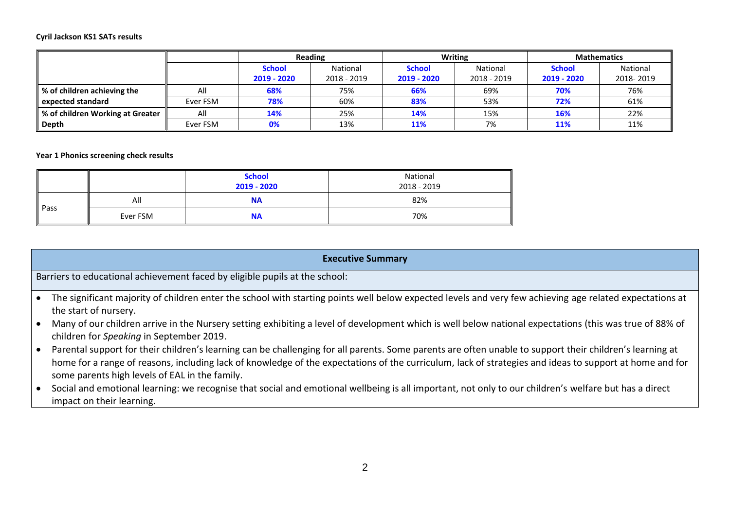**Cyril Jackson KS1 SATs results**

| | | Reading | | Writing | | Mathematics | |
|---|---|---|---|---|---|---|---|
| | | **School 2019 - 2020** | National 2018 - 2019 | **School 2019 - 2020** | National 2018 - 2019 | **School 2019 - 2020** | National 2018- 2019 |
| **% of children achieving the expected standard** | All | **68%** | 75% | **66%** | 69% | **70%** | 76% |
| | Ever FSM | **78%** | 60% | **83%** | 53% | **72%** | 61% |
| **% of children Working at Greater Depth** | All | **14%** | 25% | **14%** | 15% | **16%** | 22% |
| | Ever FSM | **0%** | 13% | **11%** | 7% | **11%** | 11% |

**Year 1 Phonics screening check results**

| | | **School 2019 - 2020** | National 2018 - 2019 |
|---|---|---|---|
| Pass | All | **NA** | 82% |
| | Ever FSM | **NA** | 70% |

## Executive Summary

Barriers to educational achievement faced by eligible pupils at the school:

- The significant majority of children enter the school with starting points well below expected levels and very few achieving age related expectations at the start of nursery.
- Many of our children arrive in the Nursery setting exhibiting a level of development which is well below national expectations (this was true of 88% of children for *Speaking* in September 2019.
- Parental support for their children's learning can be challenging for all parents. Some parents are often unable to support their children's learning at home for a range of reasons, including lack of knowledge of the expectations of the curriculum, lack of strategies and ideas to support at home and for some parents high levels of EAL in the family.
- Social and emotional learning: we recognise that social and emotional wellbeing is all important, not only to our children's welfare but has a direct impact on their learning.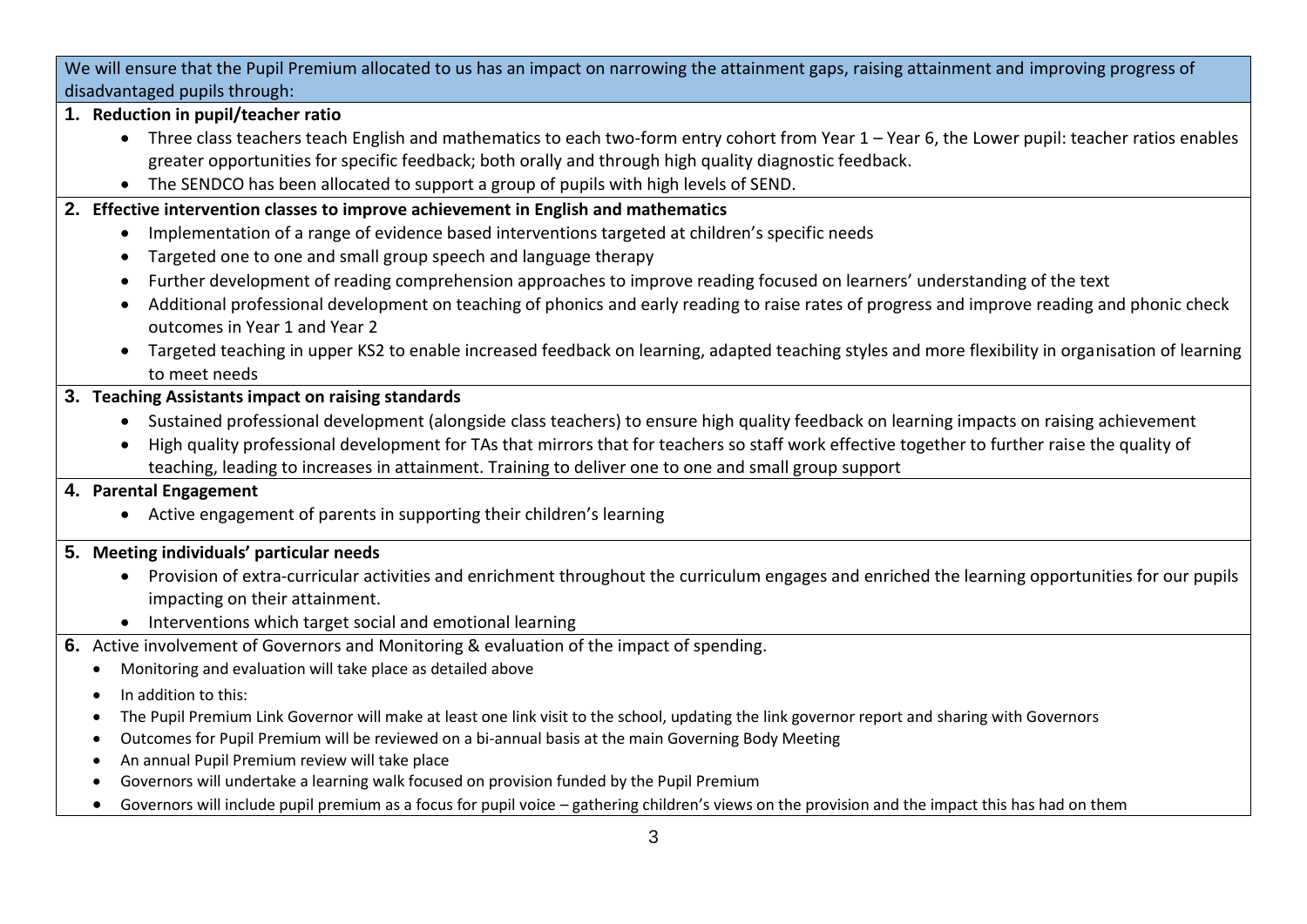We will ensure that the Pupil Premium allocated to us has an impact on narrowing the attainment gaps, raising attainment and improving progress of disadvantaged pupils through:

1. **Reduction in pupil/teacher ratio**
   - Three class teachers teach English and mathematics to each two-form entry cohort from Year 1 – Year 6, the Lower pupil: teacher ratios enables greater opportunities for specific feedback; both orally and through high quality diagnostic feedback.
   - The SENDCO has been allocated to support a group of pupils with high levels of SEND.

2. **Effective intervention classes to improve achievement in English and mathematics**
   - Implementation of a range of evidence based interventions targeted at children's specific needs
   - Targeted one to one and small group speech and language therapy
   - Further development of reading comprehension approaches to improve reading focused on learners' understanding of the text
   - Additional professional development on teaching of phonics and early reading to raise rates of progress and improve reading and phonic check outcomes in Year 1 and Year 2
   - Targeted teaching in upper KS2 to enable increased feedback on learning, adapted teaching styles and more flexibility in organisation of learning to meet needs

3. **Teaching Assistants impact on raising standards**
   - Sustained professional development (alongside class teachers) to ensure high quality feedback on learning impacts on raising achievement
   - High quality professional development for TAs that mirrors that for teachers so staff work effective together to further raise the quality of teaching, leading to increases in attainment. Training to deliver one to one and small group support

4. **Parental Engagement**
   - Active engagement of parents in supporting their children's learning

5. **Meeting individuals' particular needs**
   - Provision of extra-curricular activities and enrichment throughout the curriculum engages and enriched the learning opportunities for our pupils impacting on their attainment.
   - Interventions which target social and emotional learning

6. Active involvement of Governors and Monitoring & evaluation of the impact of spending.
   - Monitoring and evaluation will take place as detailed above
   - In addition to this:
   - The Pupil Premium Link Governor will make at least one link visit to the school, updating the link governor report and sharing with Governors
   - Outcomes for Pupil Premium will be reviewed on a bi-annual basis at the main Governing Body Meeting
   - An annual Pupil Premium review will take place
   - Governors will undertake a learning walk focused on provision funded by the Pupil Premium
   - Governors will include pupil premium as a focus for pupil voice – gathering children's views on the provision and the impact this has had on them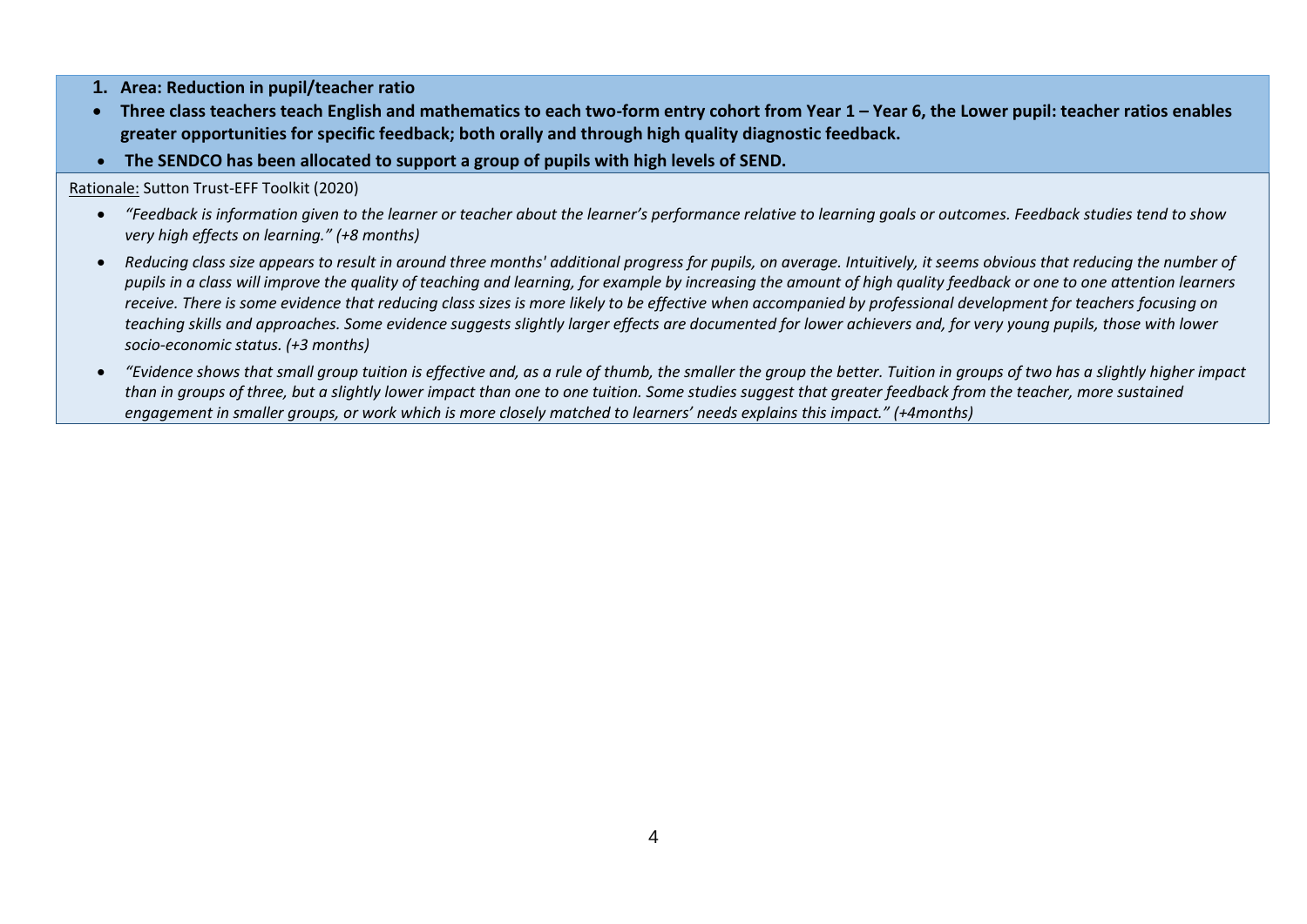1. **Area: Reduction in pupil/teacher ratio**

- **Three class teachers teach English and mathematics to each two-form entry cohort from Year 1 – Year 6, the Lower pupil: teacher ratios enables greater opportunities for specific feedback; both orally and through high quality diagnostic feedback.**
- **The SENDCO has been allocated to support a group of pupils with high levels of SEND.**

Rationale: Sutton Trust-EFF Toolkit (2020)

- *"Feedback is information given to the learner or teacher about the learner's performance relative to learning goals or outcomes. Feedback studies tend to show very high effects on learning." (+8 months)*
- *Reducing class size appears to result in around three months' additional progress for pupils, on average. Intuitively, it seems obvious that reducing the number of pupils in a class will improve the quality of teaching and learning, for example by increasing the amount of high quality feedback or one to one attention learners receive. There is some evidence that reducing class sizes is more likely to be effective when accompanied by professional development for teachers focusing on teaching skills and approaches. Some evidence suggests slightly larger effects are documented for lower achievers and, for very young pupils, those with lower socio-economic status. (+3 months)*
- *"Evidence shows that small group tuition is effective and, as a rule of thumb, the smaller the group the better. Tuition in groups of two has a slightly higher impact than in groups of three, but a slightly lower impact than one to one tuition. Some studies suggest that greater feedback from the teacher, more sustained engagement in smaller groups, or work which is more closely matched to learners' needs explains this impact." (+4months)*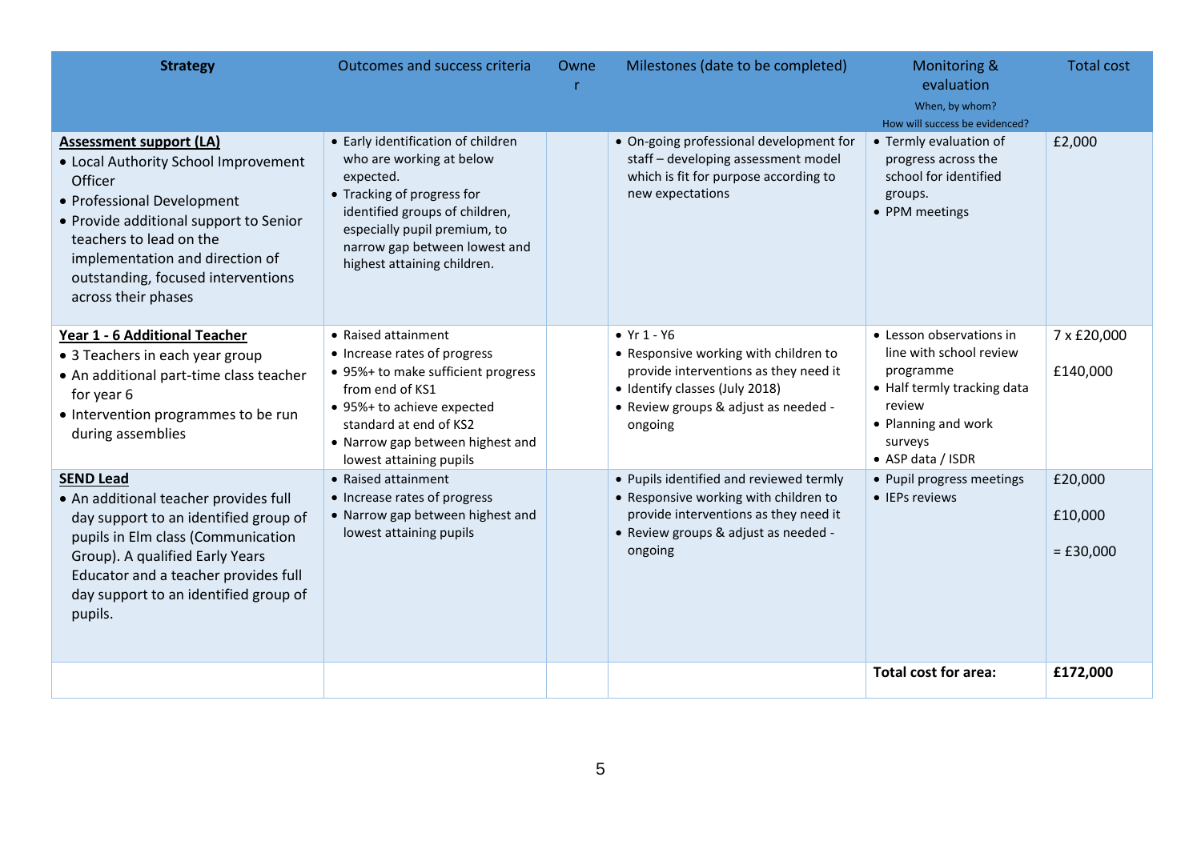| **Strategy** | Outcomes and success criteria | Owner | Milestones (date to be completed) | Monitoring & evaluation<br>When, by whom?<br>How will success be evidenced? | Total cost |
|---|---|---|---|---|---|
| **Assessment support (LA)**<br>• Local Authority School Improvement Officer<br>• Professional Development<br>• Provide additional support to Senior teachers to lead on the implementation and direction of outstanding, focused interventions across their phases | • Early identification of children who are working at below expected.<br>• Tracking of progress for identified groups of children, especially pupil premium, to narrow gap between lowest and highest attaining children. | | • On-going professional development for staff – developing assessment model which is fit for purpose according to new expectations | • Termly evaluation of progress across the school for identified groups.<br>• PPM meetings | £2,000 |
| **Year 1 - 6 Additional Teacher**<br>• 3 Teachers in each year group<br>• An additional part-time class teacher for year 6<br>• Intervention programmes to be run during assemblies | • Raised attainment<br>• Increase rates of progress<br>• 95%+ to make sufficient progress from end of KS1<br>• 95%+ to achieve expected standard at end of KS2<br>• Narrow gap between highest and lowest attaining pupils | | • Yr 1 - Y6<br>• Responsive working with children to provide interventions as they need it<br>• Identify classes (July 2018)<br>• Review groups & adjust as needed - ongoing | • Lesson observations in line with school review programme<br>• Half termly tracking data review<br>• Planning and work surveys<br>• ASP data / ISDR | 7 x £20,000<br><br>£140,000 |
| **SEND Lead**<br>• An additional teacher provides full day support to an identified group of pupils in Elm class (Communication Group). A qualified Early Years Educator and a teacher provides full day support to an identified group of pupils. | • Raised attainment<br>• Increase rates of progress<br>• Narrow gap between highest and lowest attaining pupils | | • Pupils identified and reviewed termly<br>• Responsive working with children to provide interventions as they need it<br>• Review groups & adjust as needed - ongoing | • Pupil progress meetings<br>• IEPs reviews | £20,000<br><br>£10,000<br><br>= £30,000 |
| | | | | **Total cost for area:** | **£172,000** |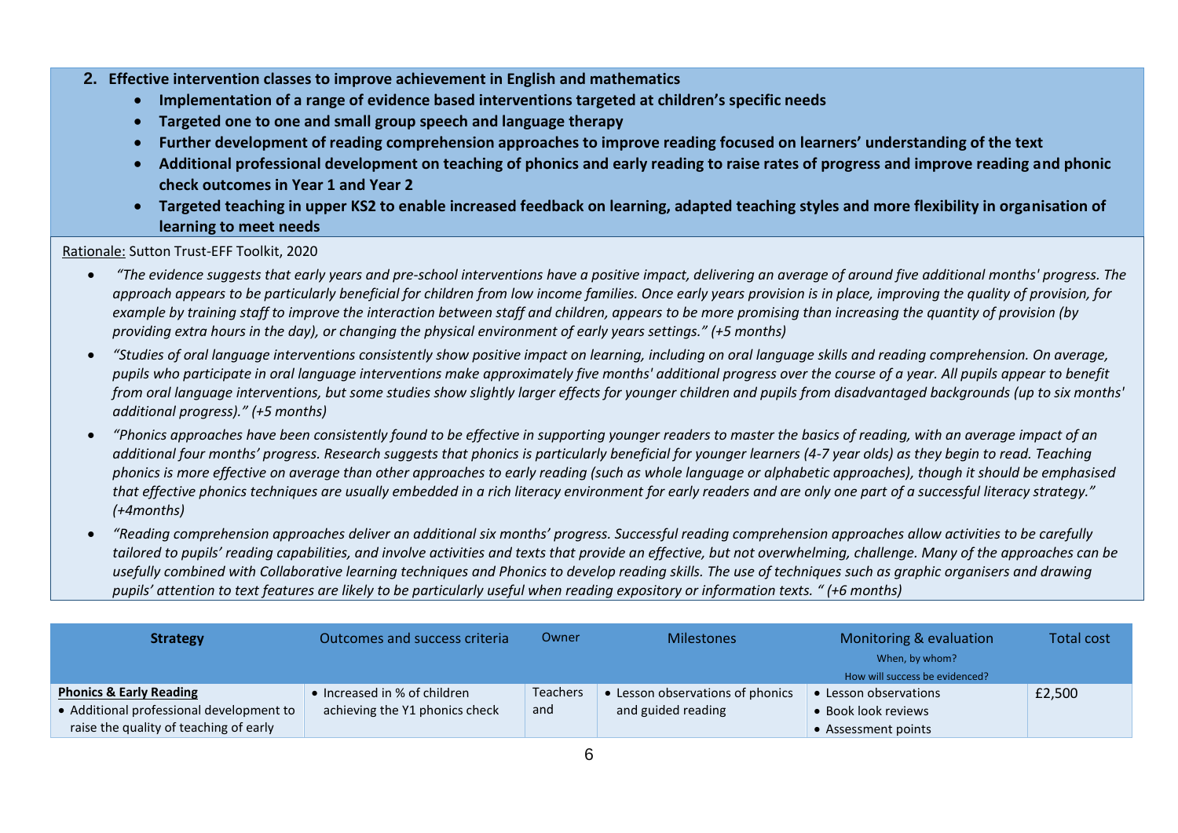## 2. Effective intervention classes to improve achievement in English and mathematics

- **Implementation of a range of evidence based interventions targeted at children's specific needs**
- **Targeted one to one and small group speech and language therapy**
- **Further development of reading comprehension approaches to improve reading focused on learners' understanding of the text**
- **Additional professional development on teaching of phonics and early reading to raise rates of progress and improve reading and phonic check outcomes in Year 1 and Year 2**
- **Targeted teaching in upper KS2 to enable increased feedback on learning, adapted teaching styles and more flexibility in organisation of learning to meet needs**

Rationale: Sutton Trust-EFF Toolkit, 2020

- *"The evidence suggests that early years and pre-school interventions have a positive impact, delivering an average of around five additional months' progress. The approach appears to be particularly beneficial for children from low income families. Once early years provision is in place, improving the quality of provision, for example by training staff to improve the interaction between staff and children, appears to be more promising than increasing the quantity of provision (by providing extra hours in the day), or changing the physical environment of early years settings." (+5 months)*
- *"Studies of oral language interventions consistently show positive impact on learning, including on oral language skills and reading comprehension. On average, pupils who participate in oral language interventions make approximately five months' additional progress over the course of a year. All pupils appear to benefit from oral language interventions, but some studies show slightly larger effects for younger children and pupils from disadvantaged backgrounds (up to six months' additional progress)." (+5 months)*
- *"Phonics approaches have been consistently found to be effective in supporting younger readers to master the basics of reading, with an average impact of an additional four months' progress. Research suggests that phonics is particularly beneficial for younger learners (4-7 year olds) as they begin to read. Teaching phonics is more effective on average than other approaches to early reading (such as whole language or alphabetic approaches), though it should be emphasised that effective phonics techniques are usually embedded in a rich literacy environment for early readers and are only one part of a successful literacy strategy." (+4months)*
- *"Reading comprehension approaches deliver an additional six months' progress. Successful reading comprehension approaches allow activities to be carefully tailored to pupils' reading capabilities, and involve activities and texts that provide an effective, but not overwhelming, challenge. Many of the approaches can be usefully combined with Collaborative learning techniques and Phonics to develop reading skills. The use of techniques such as graphic organisers and drawing pupils' attention to text features are likely to be particularly useful when reading expository or information texts. " (+6 months)*

| **Strategy** | Outcomes and success criteria | Owner | Milestones | Monitoring & evaluation<br>When, by whom?<br>How will success be evidenced? | Total cost |
|---|---|---|---|---|---|
| **Phonics & Early Reading**<br>• Additional professional development to raise the quality of teaching of early | • Increased in % of children achieving the Y1 phonics check | Teachers and | • Lesson observations of phonics and guided reading | • Lesson observations<br>• Book look reviews<br>• Assessment points | £2,500 |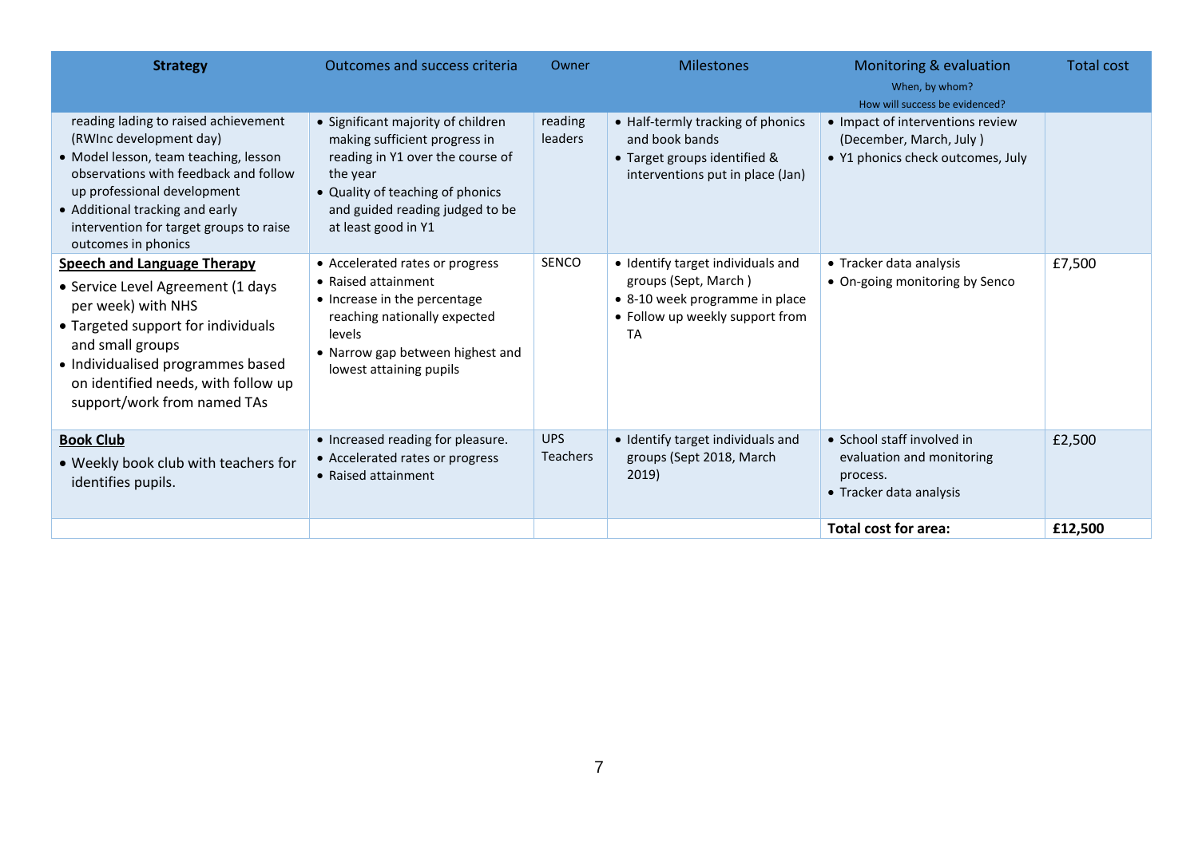| Strategy | Outcomes and success criteria | Owner | Milestones | Monitoring & evaluation<br>When, by whom?<br>How will success be evidenced? | Total cost |
|---|---|---|---|---|---|
| reading lading to raised achievement (RWInc development day)<br>• Model lesson, team teaching, lesson observations with feedback and follow up professional development<br>• Additional tracking and early intervention for target groups to raise outcomes in phonics | • Significant majority of children making sufficient progress in reading in Y1 over the course of the year<br>• Quality of teaching of phonics and guided reading judged to be at least good in Y1 | reading leaders | • Half-termly tracking of phonics and book bands<br>• Target groups identified & interventions put in place (Jan) | • Impact of interventions review (December, March, July )<br>• Y1 phonics check outcomes, July | |
| **Speech and Language Therapy**<br>• Service Level Agreement (1 days per week) with NHS<br>• Targeted support for individuals and small groups<br>• Individualised programmes based on identified needs, with follow up support/work from named TAs | • Accelerated rates or progress<br>• Raised attainment<br>• Increase in the percentage reaching nationally expected levels<br>• Narrow gap between highest and lowest attaining pupils | SENCO | • Identify target individuals and groups (Sept, March )<br>• 8-10 week programme in place<br>• Follow up weekly support from TA | • Tracker data analysis<br>• On-going monitoring by Senco | £7,500 |
| **Book Club**<br>• Weekly book club with teachers for identifies pupils. | • Increased reading for pleasure.<br>• Accelerated rates or progress<br>• Raised attainment | UPS Teachers | • Identify target individuals and groups (Sept 2018, March 2019) | • School staff involved in evaluation and monitoring process.<br>• Tracker data analysis | £2,500 |
| | | | | **Total cost for area:** | **£12,500** |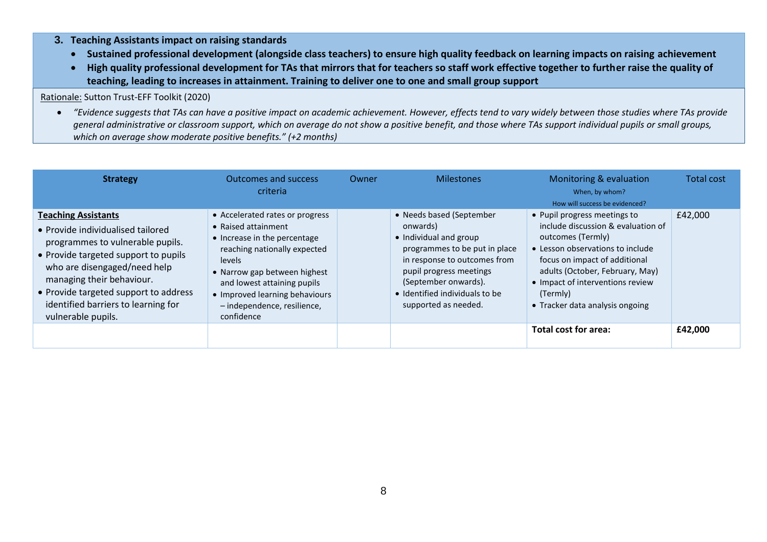### 3. Teaching Assistants impact on raising standards

- **Sustained professional development (alongside class teachers) to ensure high quality feedback on learning impacts on raising achievement**
- **High quality professional development for TAs that mirrors that for teachers so staff work effective together to further raise the quality of teaching, leading to increases in attainment. Training to deliver one to one and small group support**

Rationale: Sutton Trust-EFF Toolkit (2020)

- *"Evidence suggests that TAs can have a positive impact on academic achievement. However, effects tend to vary widely between those studies where TAs provide general administrative or classroom support, which on average do not show a positive benefit, and those where TAs support individual pupils or small groups, which on average show moderate positive benefits." (+2 months)*

| **Strategy** | Outcomes and success criteria | Owner | Milestones | Monitoring & evaluation<br>When, by whom?<br>How will success be evidenced? | Total cost |
|---|---|---|---|---|---|
| **Teaching Assistants**<br>• Provide individualised tailored programmes to vulnerable pupils.<br>• Provide targeted support to pupils who are disengaged/need help managing their behaviour.<br>• Provide targeted support to address identified barriers to learning for vulnerable pupils. | • Accelerated rates or progress<br>• Raised attainment<br>• Increase in the percentage reaching nationally expected levels<br>• Narrow gap between highest and lowest attaining pupils<br>• Improved learning behaviours – independence, resilience, confidence | | • Needs based (September onwards)<br>• Individual and group programmes to be put in place in response to outcomes from pupil progress meetings (September onwards).<br>• Identified individuals to be supported as needed. | • Pupil progress meetings to include discussion & evaluation of outcomes (Termly)<br>• Lesson observations to include focus on impact of additional adults (October, February, May)<br>• Impact of interventions review (Termly)<br>• Tracker data analysis ongoing | £42,000 |
| | | | | **Total cost for area:** | **£42,000** |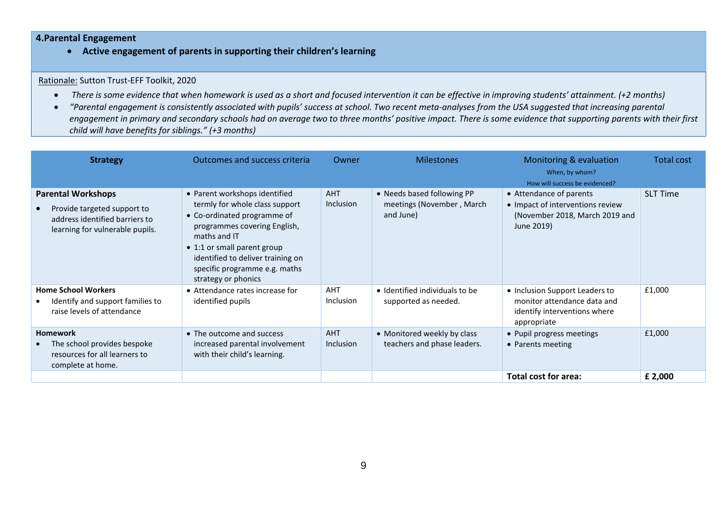## 4.Parental Engagement

- **Active engagement of parents in supporting their children's learning**

Rationale: Sutton Trust-EFF Toolkit, 2020

- *There is some evidence that when homework is used as a short and focused intervention it can be effective in improving students' attainment. (+2 months)*
- *"Parental engagement is consistently associated with pupils' success at school. Two recent meta-analyses from the USA suggested that increasing parental engagement in primary and secondary schools had on average two to three months' positive impact. There is some evidence that supporting parents with their first child will have benefits for siblings." (+3 months)*

| **Strategy** | Outcomes and success criteria | Owner | Milestones | Monitoring & evaluation<br>When, by whom?<br>How will success be evidenced? | Total cost |
|---|---|---|---|---|---|
| **Parental Workshops**<br>• Provide targeted support to address identified barriers to learning for vulnerable pupils. | • Parent workshops identified termly for whole class support<br>• Co-ordinated programme of programmes covering English, maths and IT<br>• 1:1 or small parent group identified to deliver training on specific programme e.g. maths strategy or phonics | AHT Inclusion | • Needs based following PP meetings (November , March and June) | • Attendance of parents<br>• Impact of interventions review (November 2018, March 2019 and June 2019) | SLT Time |
| **Home School Workers**<br>• Identify and support families to raise levels of attendance | • Attendance rates increase for identified pupils | AHT Inclusion | • Identified individuals to be supported as needed. | • Inclusion Support Leaders to monitor attendance data and identify interventions where appropriate | £1,000 |
| **Homework**<br>• The school provides bespoke resources for all learners to complete at home. | • The outcome and success increased parental involvement with their child's learning. | AHT Inclusion | • Monitored weekly by class teachers and phase leaders. | • Pupil progress meetings<br>• Parents meeting | £1,000 |
| | | | | **Total cost for area:** | **£ 2,000** |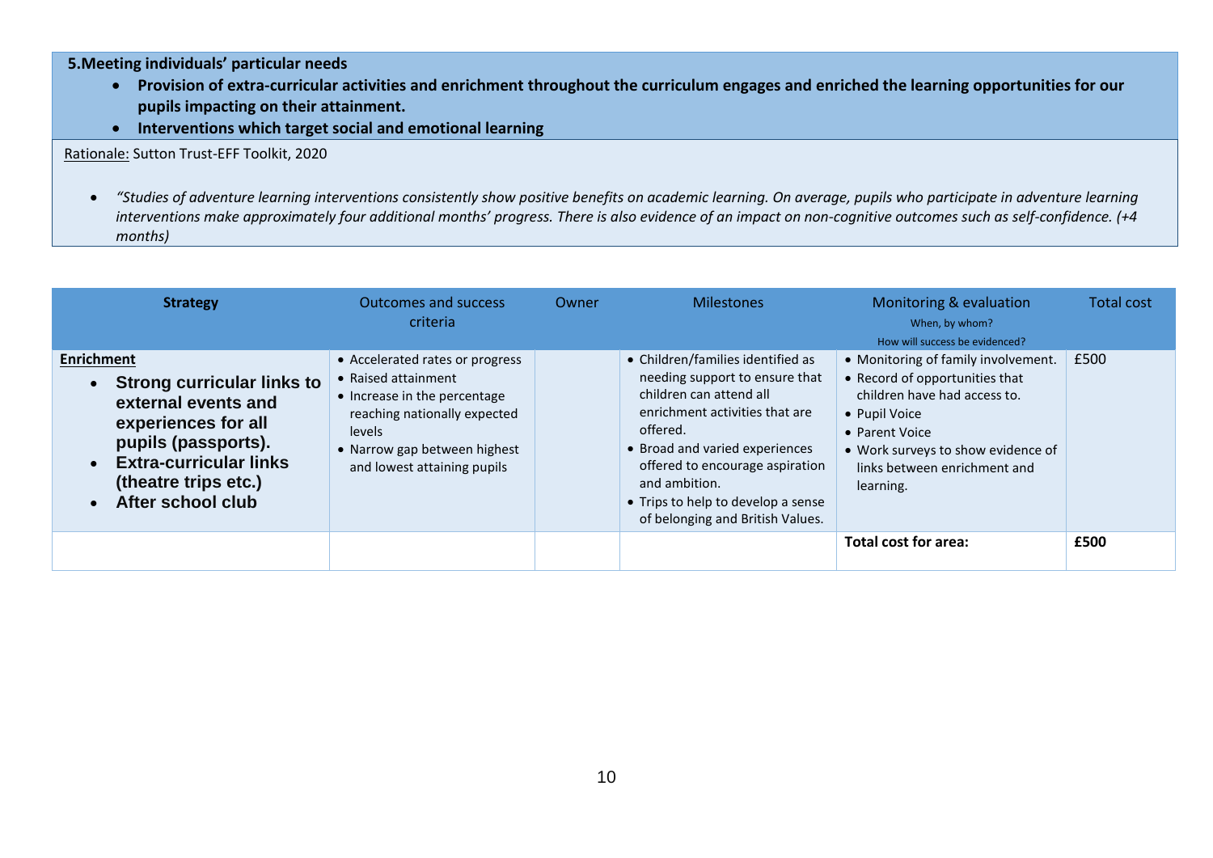**5.Meeting individuals' particular needs**

- **Provision of extra-curricular activities and enrichment throughout the curriculum engages and enriched the learning opportunities for our pupils impacting on their attainment.**
- **Interventions which target social and emotional learning**

Rationale: Sutton Trust-EFF Toolkit, 2020

- *"Studies of adventure learning interventions consistently show positive benefits on academic learning. On average, pupils who participate in adventure learning interventions make approximately four additional months' progress. There is also evidence of an impact on non-cognitive outcomes such as self-confidence. (+4 months)*

| **Strategy** | Outcomes and success criteria | Owner | Milestones | Monitoring & evaluation<br>When, by whom?<br>How will success be evidenced? | Total cost |
|---|---|---|---|---|---|
| **Enrichment**<br>• **Strong curricular links to external events and experiences for all pupils (passports).**<br>• **Extra-curricular links (theatre trips etc.)**<br>• **After school club** | • Accelerated rates or progress<br>• Raised attainment<br>• Increase in the percentage reaching nationally expected levels<br>• Narrow gap between highest and lowest attaining pupils | | • Children/families identified as needing support to ensure that children can attend all enrichment activities that are offered.<br>• Broad and varied experiences offered to encourage aspiration and ambition.<br>• Trips to help to develop a sense of belonging and British Values. | • Monitoring of family involvement.<br>• Record of opportunities that children have had access to.<br>• Pupil Voice<br>• Parent Voice<br>• Work surveys to show evidence of links between enrichment and learning. | £500 |
| | | | | **Total cost for area:** | **£500** |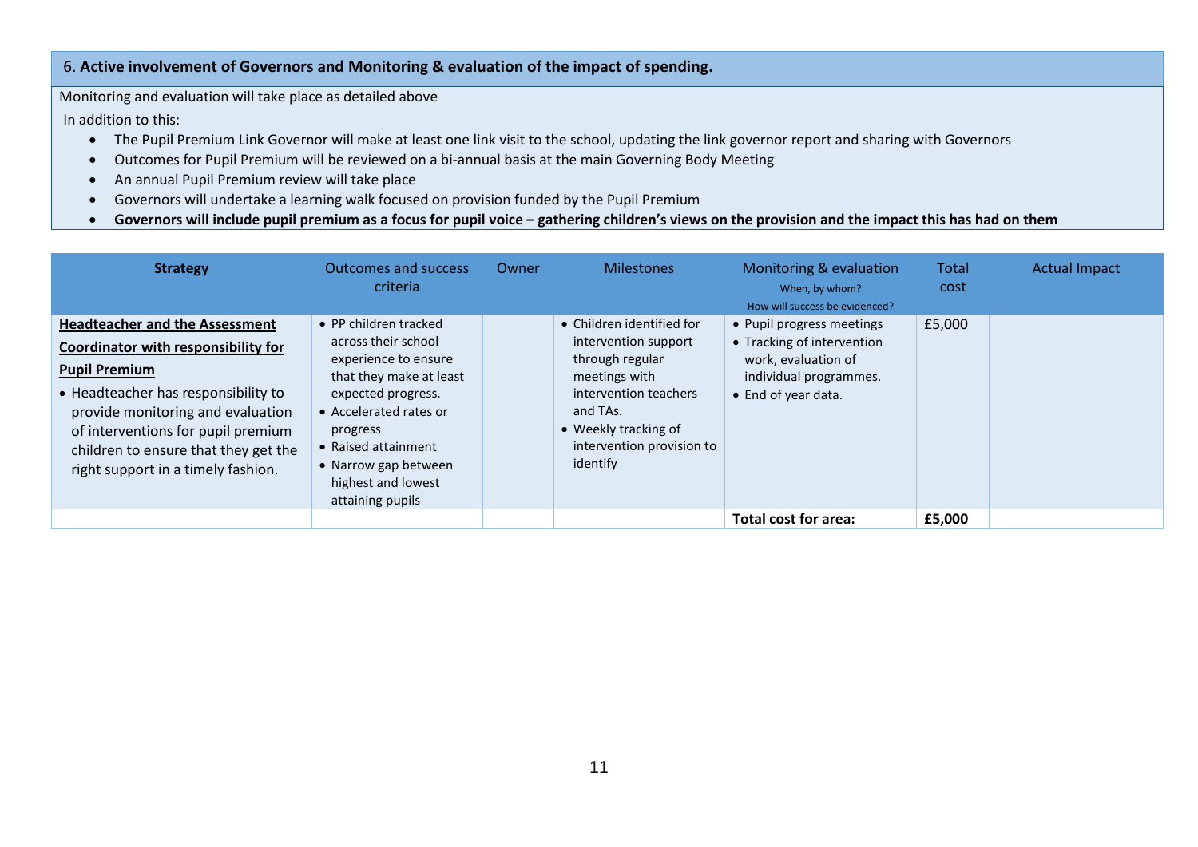## 6. **Active involvement of Governors and Monitoring & evaluation of the impact of spending.**

Monitoring and evaluation will take place as detailed above

In addition to this:

- The Pupil Premium Link Governor will make at least one link visit to the school, updating the link governor report and sharing with Governors
- Outcomes for Pupil Premium will be reviewed on a bi-annual basis at the main Governing Body Meeting
- An annual Pupil Premium review will take place
- Governors will undertake a learning walk focused on provision funded by the Pupil Premium
- **Governors will include pupil premium as a focus for pupil voice – gathering children's views on the provision and the impact this has had on them**

| **Strategy** | Outcomes and success criteria | Owner | Milestones | Monitoring & evaluation<br>When, by whom?<br>How will success be evidenced? | Total cost | Actual Impact |
|---|---|---|---|---|---|---|
| **Headteacher and the Assessment Coordinator with responsibility for Pupil Premium**<br>• Headteacher has responsibility to provide monitoring and evaluation of interventions for pupil premium children to ensure that they get the right support in a timely fashion. | • PP children tracked across their school experience to ensure that they make at least expected progress.<br>• Accelerated rates or progress<br>• Raised attainment<br>• Narrow gap between highest and lowest attaining pupils | | • Children identified for intervention support through regular meetings with intervention teachers and TAs.<br>• Weekly tracking of intervention provision to identify | • Pupil progress meetings<br>• Tracking of intervention work, evaluation of individual programmes.<br>• End of year data. | £5,000 | |
| | | | | **Total cost for area:** | **£5,000** | |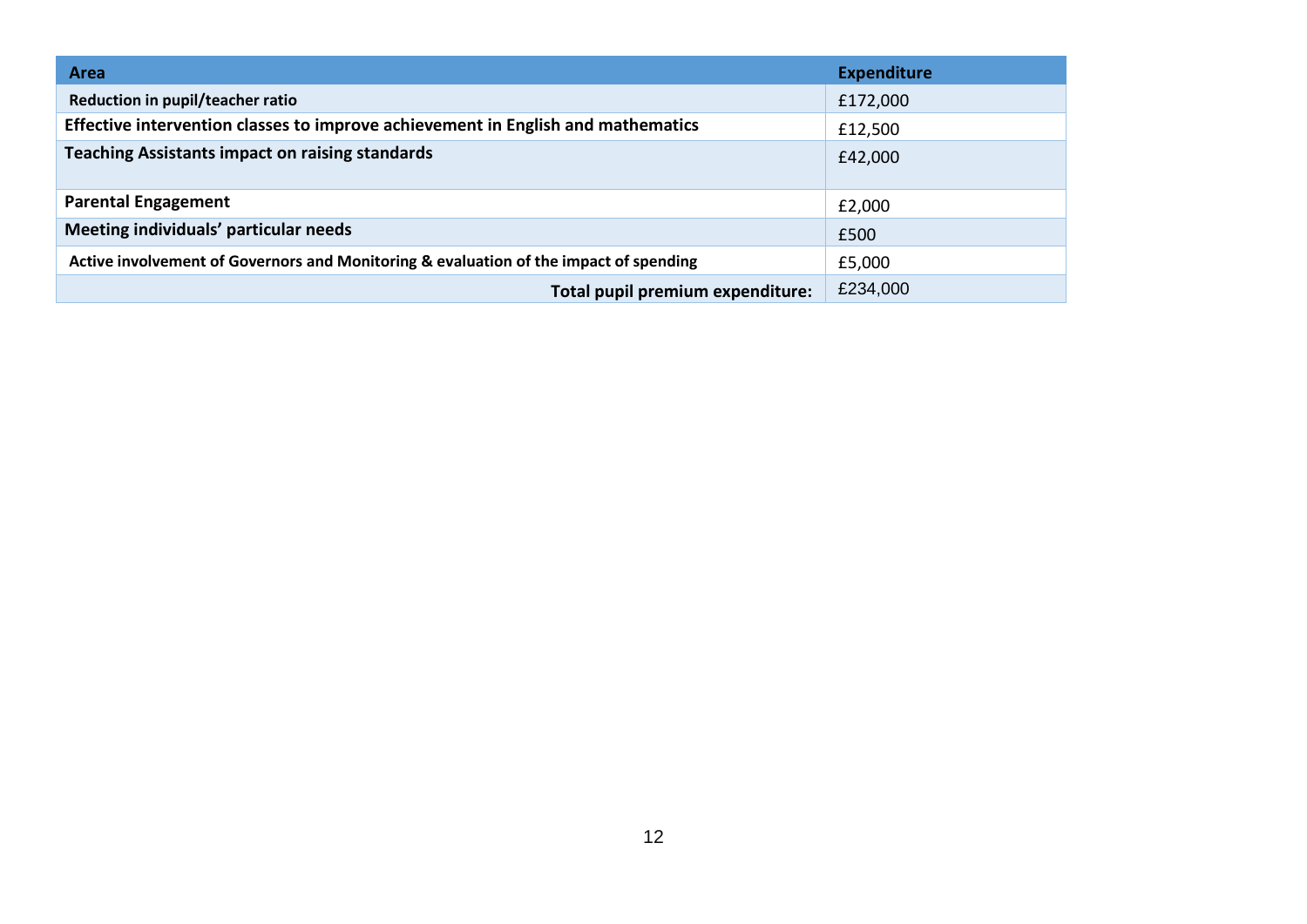| Area | Expenditure |
| --- | --- |
| **Reduction in pupil/teacher ratio** | £172,000 |
| **Effective intervention classes to improve achievement in English and mathematics** | £12,500 |
| **Teaching Assistants impact on raising standards** | £42,000 |
| **Parental Engagement** | £2,000 |
| **Meeting individuals' particular needs** | £500 |
| **Active involvement of Governors and Monitoring & evaluation of the impact of spending** | £5,000 |
| **Total pupil premium expenditure:** | £234,000 |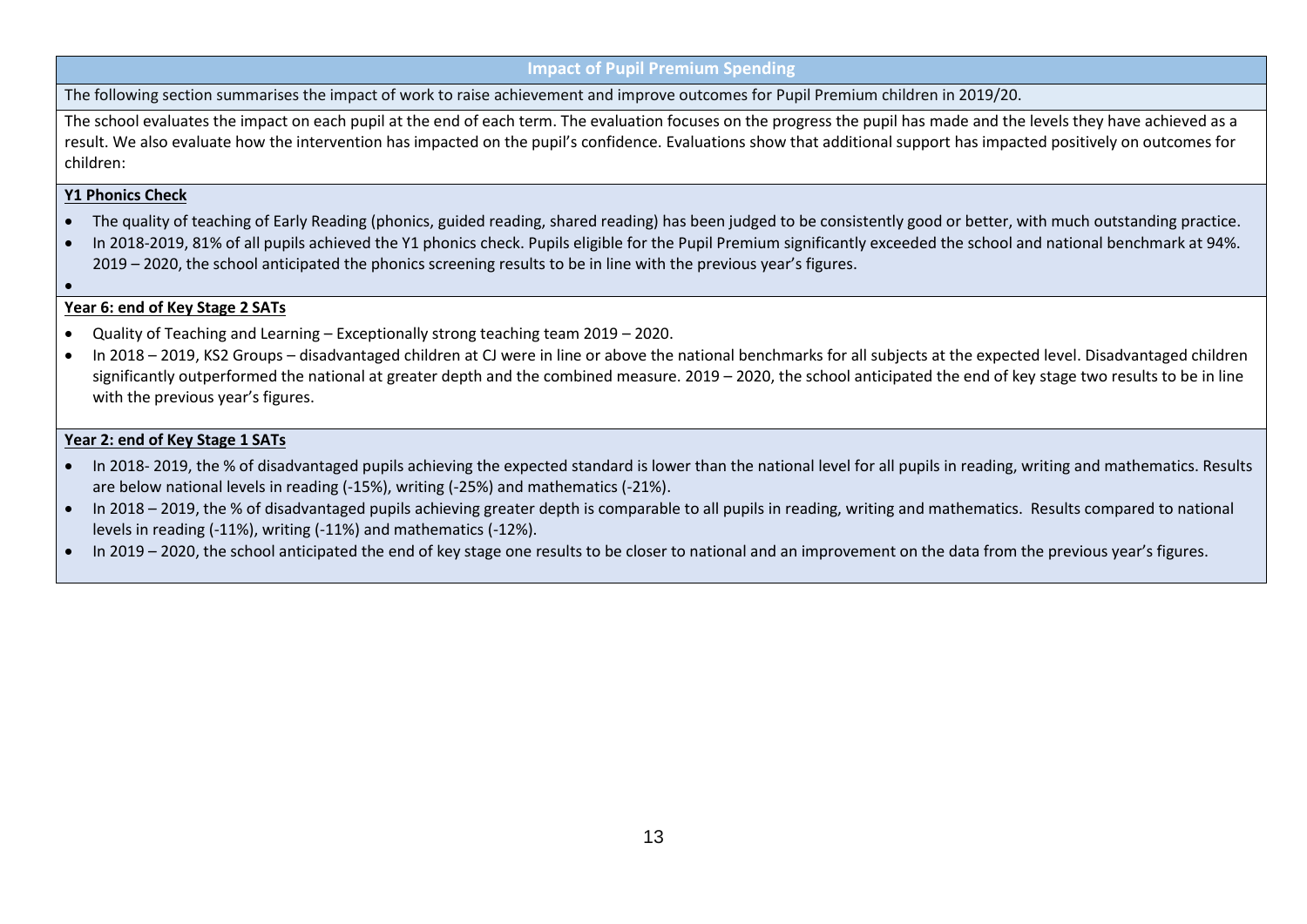## Impact of Pupil Premium Spending

The following section summarises the impact of work to raise achievement and improve outcomes for Pupil Premium children in 2019/20.

The school evaluates the impact on each pupil at the end of each term. The evaluation focuses on the progress the pupil has made and the levels they have achieved as a result. We also evaluate how the intervention has impacted on the pupil's confidence. Evaluations show that additional support has impacted positively on outcomes for children:

**Y1 Phonics Check**

- The quality of teaching of Early Reading (phonics, guided reading, shared reading) has been judged to be consistently good or better, with much outstanding practice.
- In 2018-2019, 81% of all pupils achieved the Y1 phonics check. Pupils eligible for the Pupil Premium significantly exceeded the school and national benchmark at 94%. 2019 – 2020, the school anticipated the phonics screening results to be in line with the previous year's figures.

**Year 6: end of Key Stage 2 SATs**

- Quality of Teaching and Learning – Exceptionally strong teaching team 2019 – 2020.
- In 2018 – 2019, KS2 Groups – disadvantaged children at CJ were in line or above the national benchmarks for all subjects at the expected level. Disadvantaged children significantly outperformed the national at greater depth and the combined measure. 2019 – 2020, the school anticipated the end of key stage two results to be in line with the previous year's figures.

**Year 2: end of Key Stage 1 SATs**

- In 2018- 2019, the % of disadvantaged pupils achieving the expected standard is lower than the national level for all pupils in reading, writing and mathematics. Results are below national levels in reading (-15%), writing (-25%) and mathematics (-21%).
- In 2018 – 2019, the % of disadvantaged pupils achieving greater depth is comparable to all pupils in reading, writing and mathematics. Results compared to national levels in reading (-11%), writing (-11%) and mathematics (-12%).
- In 2019 – 2020, the school anticipated the end of key stage one results to be closer to national and an improvement on the data from the previous year's figures.